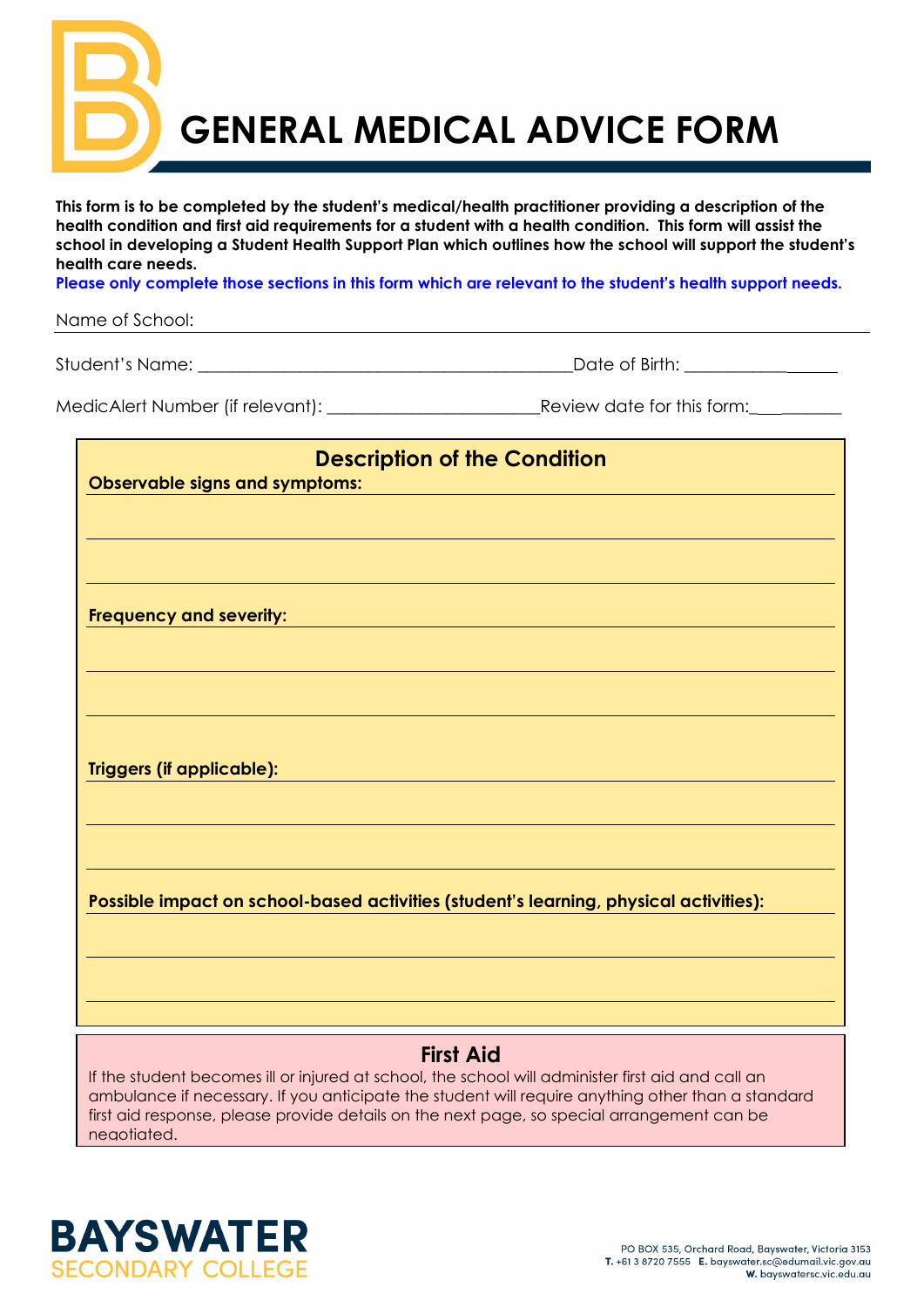# GENERAL MEDICAL ADVICE FORM

**This form is to be completed by the student's medical/health practitioner providing a description of the health condition and first aid requirements for a student with a health condition. This form will assist the school in developing a Student Health Support Plan which outlines how the school will support the student's health care needs.**

**Please only complete those sections in this form which are relevant to the student's health support needs.**

Name of School: ___________________________________________________________

Student's Name: ___________________________________________ Date of Birth: __________________

MedicAlert Number (if relevant): ________________________ Review date for this form: ___________

## Description of the Condition

**Observable signs and symptoms:**

___________________________________________________________

___________________________________________________________

**Frequency and severity:**

___________________________________________________________

___________________________________________________________

**Triggers (if applicable):**

___________________________________________________________

___________________________________________________________

**Possible impact on school-based activities (student's learning, physical activities):**

___________________________________________________________

___________________________________________________________

## First Aid

If the student becomes ill or injured at school, the school will administer first aid and call an ambulance if necessary. If you anticipate the student will require anything other than a standard first aid response, please provide details on the next page, so special arrangement can be negotiated.

**BAYSWATER SECONDARY COLLEGE**

PO BOX 535, Orchard Road, Bayswater, Victoria 3153
**T.** +61 3 8720 7555 **E.** bayswater.sc@edumail.vic.gov.au
**W.** bayswatersc.vic.edu.au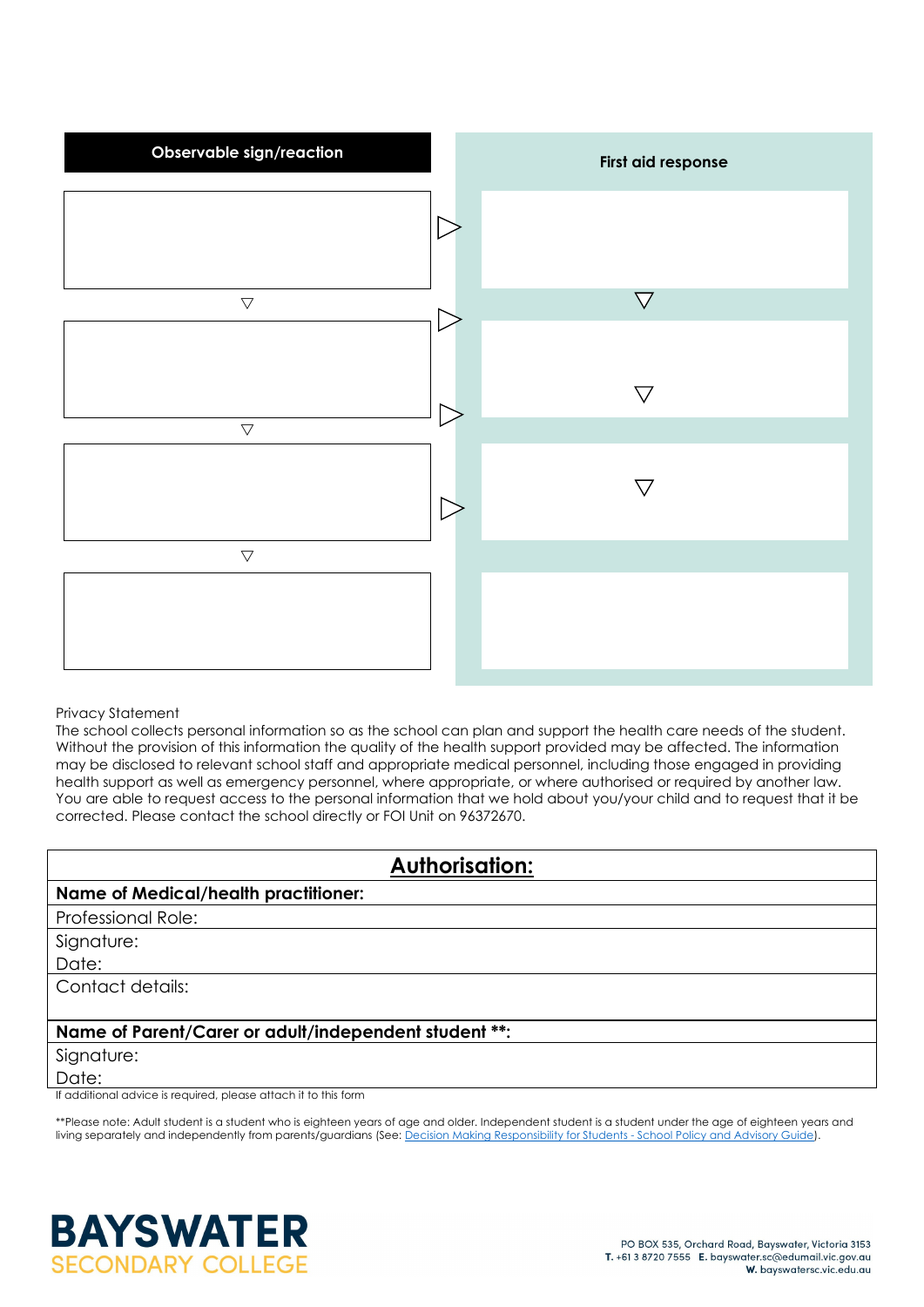| Observable sign/reaction | First aid response |
| --- | --- |
| | |
| | |
| | |
| | |

Privacy Statement
The school collects personal information so as the school can plan and support the health care needs of the student. Without the provision of this information the quality of the health support provided may be affected. The information may be disclosed to relevant school staff and appropriate medical personnel, including those engaged in providing health support as well as emergency personnel, where appropriate, or where authorised or required by another law. You are able to request access to the personal information that we hold about you/your child and to request that it be corrected. Please contact the school directly or FOI Unit on 96372670.

| **Authorisation:** |
| --- |
| **Name of Medical/health practitioner:** |
| Professional Role: |
| Signature:<br>Date: |
| Contact details: |
| **Name of Parent/Carer or adult/independent student \*\*:** |
| Signature:<br>Date: |

If additional advice is required, please attach it to this form

**Please note: Adult student is a student who is eighteen years of age and older. Independent student is a student under the age of eighteen years and living separately and independently from parents/guardians (See: Decision Making Responsibility for Students - School Policy and Advisory Guide).

BAYSWATER SECONDARY COLLEGE

PO BOX 535, Orchard Road, Bayswater, Victoria 3153
T. +61 3 8720 7555 E. bayswater.sc@edumail.vic.gov.au
W. bayswatersc.vic.edu.au